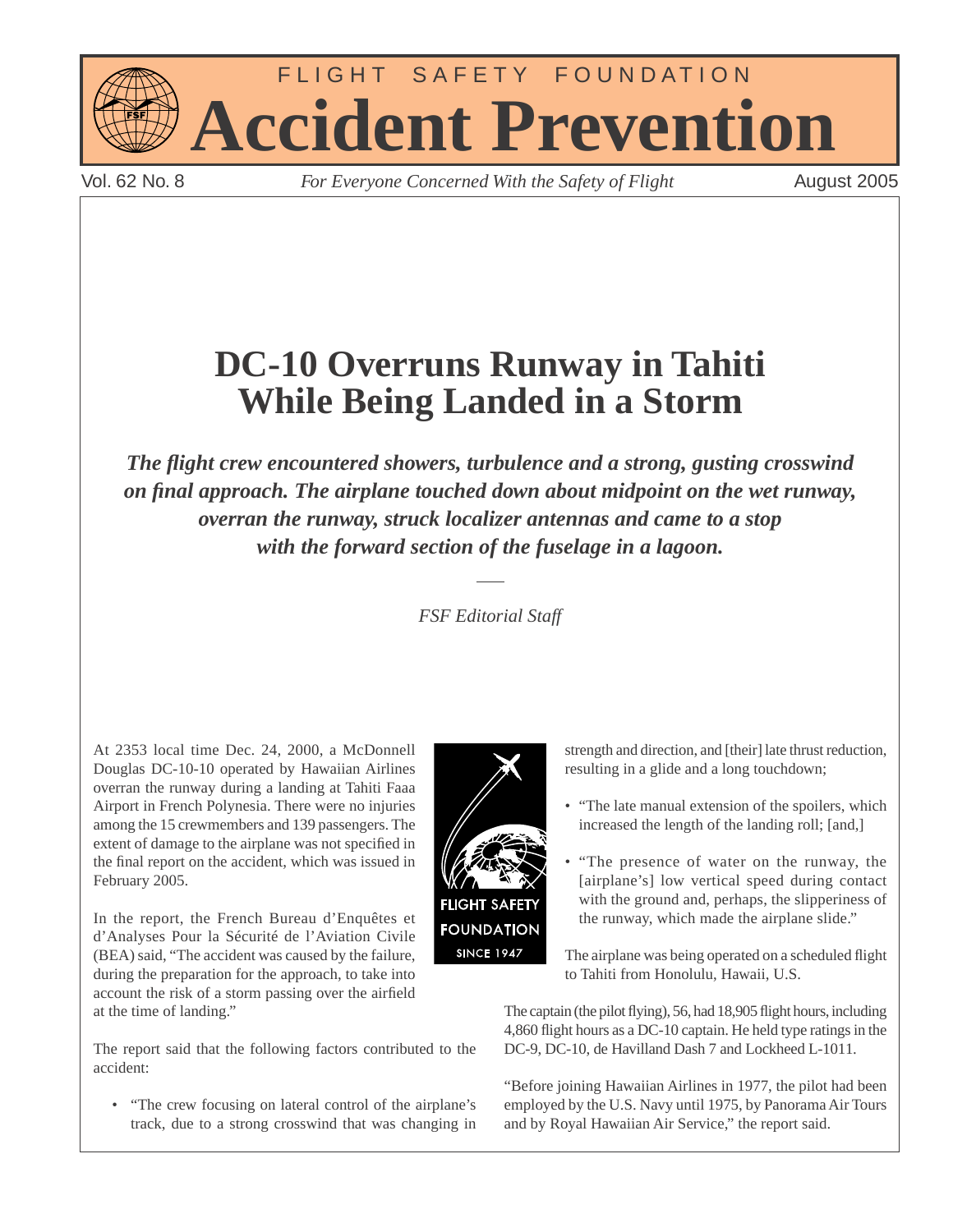# DC-10 Overruns Runway in Tahiti While Being Landed in a Storm

***The flight crew encountered showers, turbulence and a strong, gusting crosswind on final approach. The airplane touched down about midpoint on the wet runway, overran the runway, struck localizer antennas and came to a stop with the forward section of the fuselage in a lagoon.***

—

*FSF Editorial Staff*

At 2353 local time Dec. 24, 2000, a McDonnell Douglas DC-10-10 operated by Hawaiian Airlines overran the runway during a landing at Tahiti Faaa Airport in French Polynesia. There were no injuries among the 15 crewmembers and 139 passengers. The extent of damage to the airplane was not specified in the final report on the accident, which was issued in February 2005.

In the report, the French Bureau d'Enquêtes et d'Analyses Pour la Sécurité de l'Aviation Civile (BEA) said, "The accident was caused by the failure, during the preparation for the approach, to take into account the risk of a storm passing over the airfield at the time of landing."

The report said that the following factors contributed to the accident:

- "The crew focusing on lateral control of the airplane's track, due to a strong crosswind that was changing in strength and direction, and [their] late thrust reduction, resulting in a glide and a long touchdown;
- "The late manual extension of the spoilers, which increased the length of the landing roll; [and,]
- "The presence of water on the runway, the [airplane's] low vertical speed during contact with the ground and, perhaps, the slipperiness of the runway, which made the airplane slide."

The airplane was being operated on a scheduled flight to Tahiti from Honolulu, Hawaii, U.S.

The captain (the pilot flying), 56, had 18,905 flight hours, including 4,860 flight hours as a DC-10 captain. He held type ratings in the DC-9, DC-10, de Havilland Dash 7 and Lockheed L-1011.

"Before joining Hawaiian Airlines in 1977, the pilot had been employed by the U.S. Navy until 1975, by Panorama Air Tours and by Royal Hawaiian Air Service," the report said.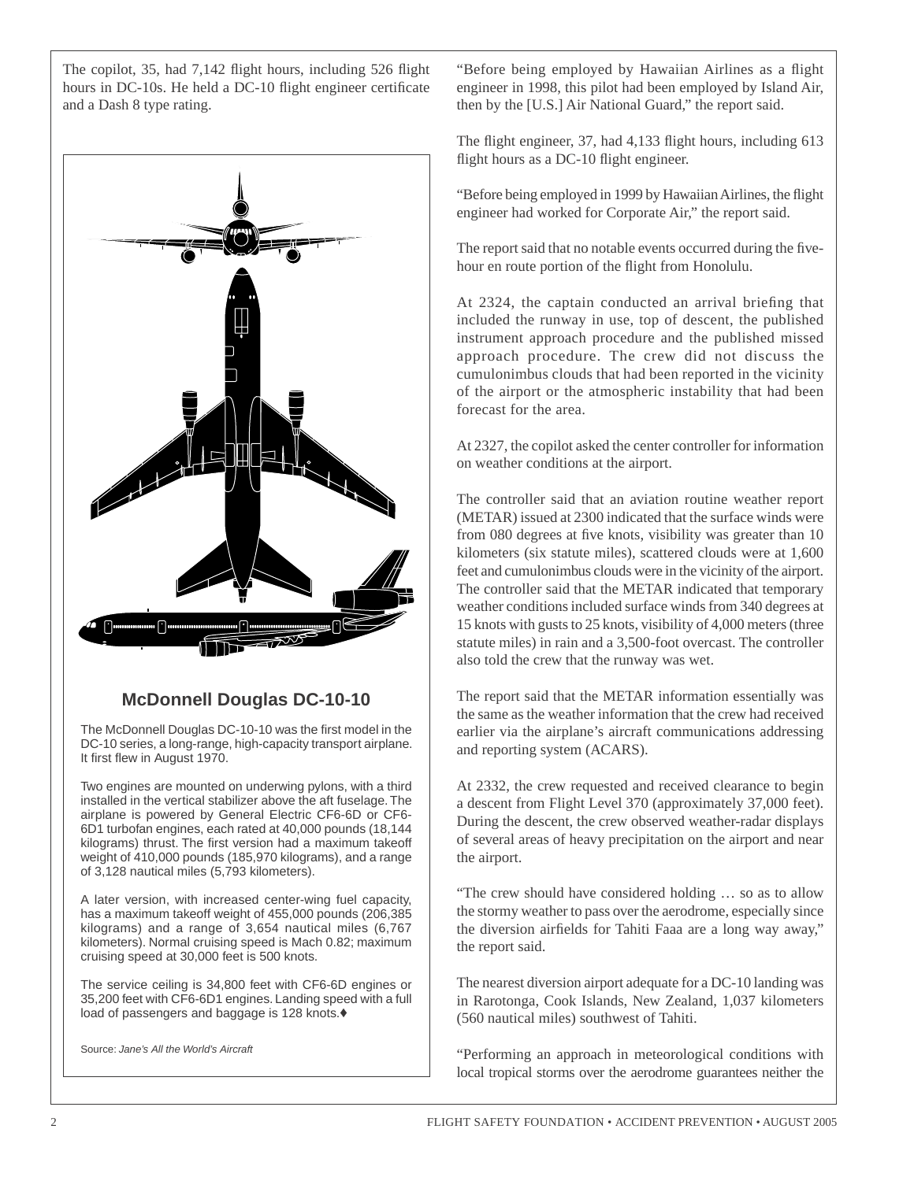The copilot, 35, had 7,142 flight hours, including 526 flight hours in DC-10s. He held a DC-10 flight engineer certificate and a Dash 8 type rating.

## McDonnell Douglas DC-10-10

The McDonnell Douglas DC-10-10 was the first model in the DC-10 series, a long-range, high-capacity transport airplane. It first flew in August 1970.

Two engines are mounted on underwing pylons, with a third installed in the vertical stabilizer above the aft fuselage. The airplane is powered by General Electric CF6-6D or CF6-6D1 turbofan engines, each rated at 40,000 pounds (18,144 kilograms) thrust. The first version had a maximum takeoff weight of 410,000 pounds (185,970 kilograms), and a range of 3,128 nautical miles (5,793 kilometers).

A later version, with increased center-wing fuel capacity, has a maximum takeoff weight of 455,000 pounds (206,385 kilograms) and a range of 3,654 nautical miles (6,767 kilometers). Normal cruising speed is Mach 0.82; maximum cruising speed at 30,000 feet is 500 knots.

The service ceiling is 34,800 feet with CF6-6D engines or 35,200 feet with CF6-6D1 engines. Landing speed with a full load of passengers and baggage is 128 knots.♦

Source: *Jane's All the World's Aircraft*

"Before being employed by Hawaiian Airlines as a flight engineer in 1998, this pilot had been employed by Island Air, then by the [U.S.] Air National Guard," the report said.

The flight engineer, 37, had 4,133 flight hours, including 613 flight hours as a DC-10 flight engineer.

"Before being employed in 1999 by Hawaiian Airlines, the flight engineer had worked for Corporate Air," the report said.

The report said that no notable events occurred during the five-hour en route portion of the flight from Honolulu.

At 2324, the captain conducted an arrival briefing that included the runway in use, top of descent, the published instrument approach procedure and the published missed approach procedure. The crew did not discuss the cumulonimbus clouds that had been reported in the vicinity of the airport or the atmospheric instability that had been forecast for the area.

At 2327, the copilot asked the center controller for information on weather conditions at the airport.

The controller said that an aviation routine weather report (METAR) issued at 2300 indicated that the surface winds were from 080 degrees at five knots, visibility was greater than 10 kilometers (six statute miles), scattered clouds were at 1,600 feet and cumulonimbus clouds were in the vicinity of the airport. The controller said that the METAR indicated that temporary weather conditions included surface winds from 340 degrees at 15 knots with gusts to 25 knots, visibility of 4,000 meters (three statute miles) in rain and a 3,500-foot overcast. The controller also told the crew that the runway was wet.

The report said that the METAR information essentially was the same as the weather information that the crew had received earlier via the airplane's aircraft communications addressing and reporting system (ACARS).

At 2332, the crew requested and received clearance to begin a descent from Flight Level 370 (approximately 37,000 feet). During the descent, the crew observed weather-radar displays of several areas of heavy precipitation on the airport and near the airport.

"The crew should have considered holding … so as to allow the stormy weather to pass over the aerodrome, especially since the diversion airfields for Tahiti Faaa are a long way away," the report said.

The nearest diversion airport adequate for a DC-10 landing was in Rarotonga, Cook Islands, New Zealand, 1,037 kilometers (560 nautical miles) southwest of Tahiti.

"Performing an approach in meteorological conditions with local tropical storms over the aerodrome guarantees neither the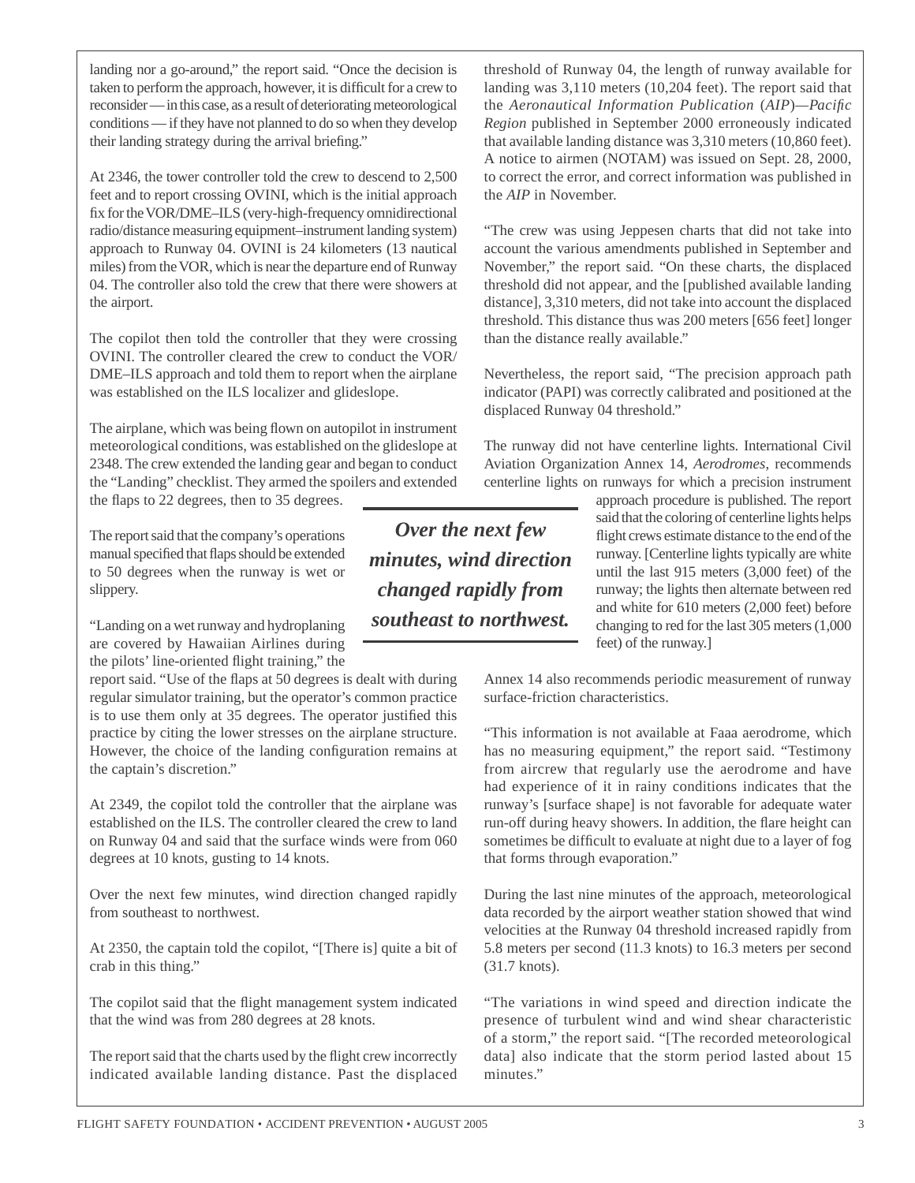landing nor a go-around," the report said. "Once the decision is taken to perform the approach, however, it is difficult for a crew to reconsider — in this case, as a result of deteriorating meteorological conditions — if they have not planned to do so when they develop their landing strategy during the arrival briefing."

At 2346, the tower controller told the crew to descend to 2,500 feet and to report crossing OVINI, which is the initial approach fix for the VOR/DME–ILS (very-high-frequency omnidirectional radio/distance measuring equipment–instrument landing system) approach to Runway 04. OVINI is 24 kilometers (13 nautical miles) from the VOR, which is near the departure end of Runway 04. The controller also told the crew that there were showers at the airport.

The copilot then told the controller that they were crossing OVINI. The controller cleared the crew to conduct the VOR/DME–ILS approach and told them to report when the airplane was established on the ILS localizer and glideslope.

The airplane, which was being flown on autopilot in instrument meteorological conditions, was established on the glideslope at 2348. The crew extended the landing gear and began to conduct the "Landing" checklist. They armed the spoilers and extended the flaps to 22 degrees, then to 35 degrees.

The report said that the company's operations manual specified that flaps should be extended to 50 degrees when the runway is wet or slippery.

"Landing on a wet runway and hydroplaning are covered by Hawaiian Airlines during the pilots' line-oriented flight training," the report said. "Use of the flaps at 50 degrees is dealt with during regular simulator training, but the operator's common practice is to use them only at 35 degrees. The operator justified this practice by citing the lower stresses on the airplane structure. However, the choice of the landing configuration remains at the captain's discretion."

At 2349, the copilot told the controller that the airplane was established on the ILS. The controller cleared the crew to land on Runway 04 and said that the surface winds were from 060 degrees at 10 knots, gusting to 14 knots.

Over the next few minutes, wind direction changed rapidly from southeast to northwest.

At 2350, the captain told the copilot, "[There is] quite a bit of crab in this thing."

The copilot said that the flight management system indicated that the wind was from 280 degrees at 28 knots.

The report said that the charts used by the flight crew incorrectly indicated available landing distance. Past the displaced threshold of Runway 04, the length of runway available for landing was 3,110 meters (10,204 feet). The report said that the *Aeronautical Information Publication* (*AIP*)—*Pacific Region* published in September 2000 erroneously indicated that available landing distance was 3,310 meters (10,860 feet). A notice to airmen (NOTAM) was issued on Sept. 28, 2000, to correct the error, and correct information was published in the *AIP* in November.

"The crew was using Jeppesen charts that did not take into account the various amendments published in September and November," the report said. "On these charts, the displaced threshold did not appear, and the [published available landing distance], 3,310 meters, did not take into account the displaced threshold. This distance thus was 200 meters [656 feet] longer than the distance really available."

Nevertheless, the report said, "The precision approach path indicator (PAPI) was correctly calibrated and positioned at the displaced Runway 04 threshold."

The runway did not have centerline lights. International Civil Aviation Organization Annex 14, *Aerodromes*, recommends centerline lights on runways for which a precision instrument approach procedure is published. The report said that the coloring of centerline lights helps flight crews estimate distance to the end of the runway. [Centerline lights typically are white until the last 915 meters (3,000 feet) of the runway; the lights then alternate between red and white for 610 meters (2,000 feet) before changing to red for the last 305 meters (1,000 feet) of the runway.]

Annex 14 also recommends periodic measurement of runway surface-friction characteristics.

"This information is not available at Faaa aerodrome, which has no measuring equipment," the report said. "Testimony from aircrew that regularly use the aerodrome and have had experience of it in rainy conditions indicates that the runway's [surface shape] is not favorable for adequate water run-off during heavy showers. In addition, the flare height can sometimes be difficult to evaluate at night due to a layer of fog that forms through evaporation."

During the last nine minutes of the approach, meteorological data recorded by the airport weather station showed that wind velocities at the Runway 04 threshold increased rapidly from 5.8 meters per second (11.3 knots) to 16.3 meters per second (31.7 knots).

"The variations in wind speed and direction indicate the presence of turbulent wind and wind shear characteristic of a storm," the report said. "[The recorded meteorological data] also indicate that the storm period lasted about 15 minutes."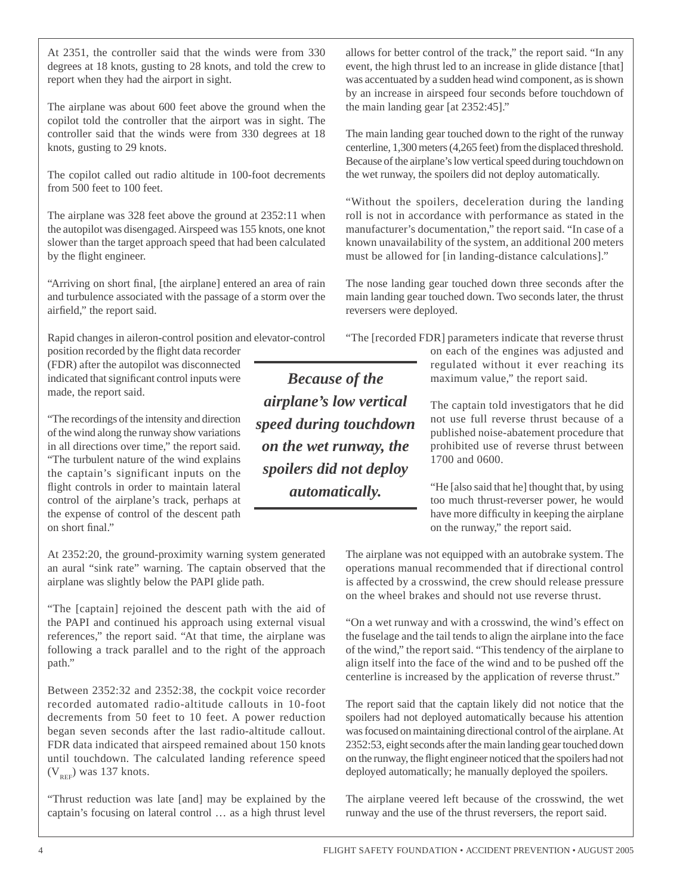At 2351, the controller said that the winds were from 330 degrees at 18 knots, gusting to 28 knots, and told the crew to report when they had the airport in sight.

The airplane was about 600 feet above the ground when the copilot told the controller that the airport was in sight. The controller said that the winds were from 330 degrees at 18 knots, gusting to 29 knots.

The copilot called out radio altitude in 100-foot decrements from 500 feet to 100 feet.

The airplane was 328 feet above the ground at 2352:11 when the autopilot was disengaged. Airspeed was 155 knots, one knot slower than the target approach speed that had been calculated by the flight engineer.

"Arriving on short final, [the airplane] entered an area of rain and turbulence associated with the passage of a storm over the airfield," the report said.

Rapid changes in aileron-control position and elevator-control position recorded by the flight data recorder (FDR) after the autopilot was disconnected indicated that significant control inputs were made, the report said.

"The recordings of the intensity and direction of the wind along the runway show variations in all directions over time," the report said. "The turbulent nature of the wind explains the captain's significant inputs on the flight controls in order to maintain lateral control of the airplane's track, perhaps at the expense of control of the descent path on short final."

At 2352:20, the ground-proximity warning system generated an aural "sink rate" warning. The captain observed that the airplane was slightly below the PAPI glide path.

"The [captain] rejoined the descent path with the aid of the PAPI and continued his approach using external visual references," the report said. "At that time, the airplane was following a track parallel and to the right of the approach path."

Between 2352:32 and 2352:38, the cockpit voice recorder recorded automated radio-altitude callouts in 10-foot decrements from 50 feet to 10 feet. A power reduction began seven seconds after the last radio-altitude callout. FDR data indicated that airspeed remained about 150 knots until touchdown. The calculated landing reference speed ($V_{REF}$) was 137 knots.

"Thrust reduction was late [and] may be explained by the captain's focusing on lateral control … as a high thrust level allows for better control of the track," the report said. "In any event, the high thrust led to an increase in glide distance [that] was accentuated by a sudden head wind component, as is shown by an increase in airspeed four seconds before touchdown of the main landing gear [at 2352:45]."

The main landing gear touched down to the right of the runway centerline, 1,300 meters (4,265 feet) from the displaced threshold. Because of the airplane's low vertical speed during touchdown on the wet runway, the spoilers did not deploy automatically.

"Without the spoilers, deceleration during the landing roll is not in accordance with performance as stated in the manufacturer's documentation," the report said. "In case of a known unavailability of the system, an additional 200 meters must be allowed for [in landing-distance calculations]."

The nose landing gear touched down three seconds after the main landing gear touched down. Two seconds later, the thrust reversers were deployed.

"The [recorded FDR] parameters indicate that reverse thrust on each of the engines was adjusted and regulated without it ever reaching its maximum value," the report said.

***Because of the airplane's low vertical speed during touchdown on the wet runway, the spoilers did not deploy automatically.***

The captain told investigators that he did not use full reverse thrust because of a published noise-abatement procedure that prohibited use of reverse thrust between 1700 and 0600.

"He [also said that he] thought that, by using too much thrust-reverser power, he would have more difficulty in keeping the airplane on the runway," the report said.

The airplane was not equipped with an autobrake system. The operations manual recommended that if directional control is affected by a crosswind, the crew should release pressure on the wheel brakes and should not use reverse thrust.

"On a wet runway and with a crosswind, the wind's effect on the fuselage and the tail tends to align the airplane into the face of the wind," the report said. "This tendency of the airplane to align itself into the face of the wind and to be pushed off the centerline is increased by the application of reverse thrust."

The report said that the captain likely did not notice that the spoilers had not deployed automatically because his attention was focused on maintaining directional control of the airplane. At 2352:53, eight seconds after the main landing gear touched down on the runway, the flight engineer noticed that the spoilers had not deployed automatically; he manually deployed the spoilers.

The airplane veered left because of the crosswind, the wet runway and the use of the thrust reversers, the report said.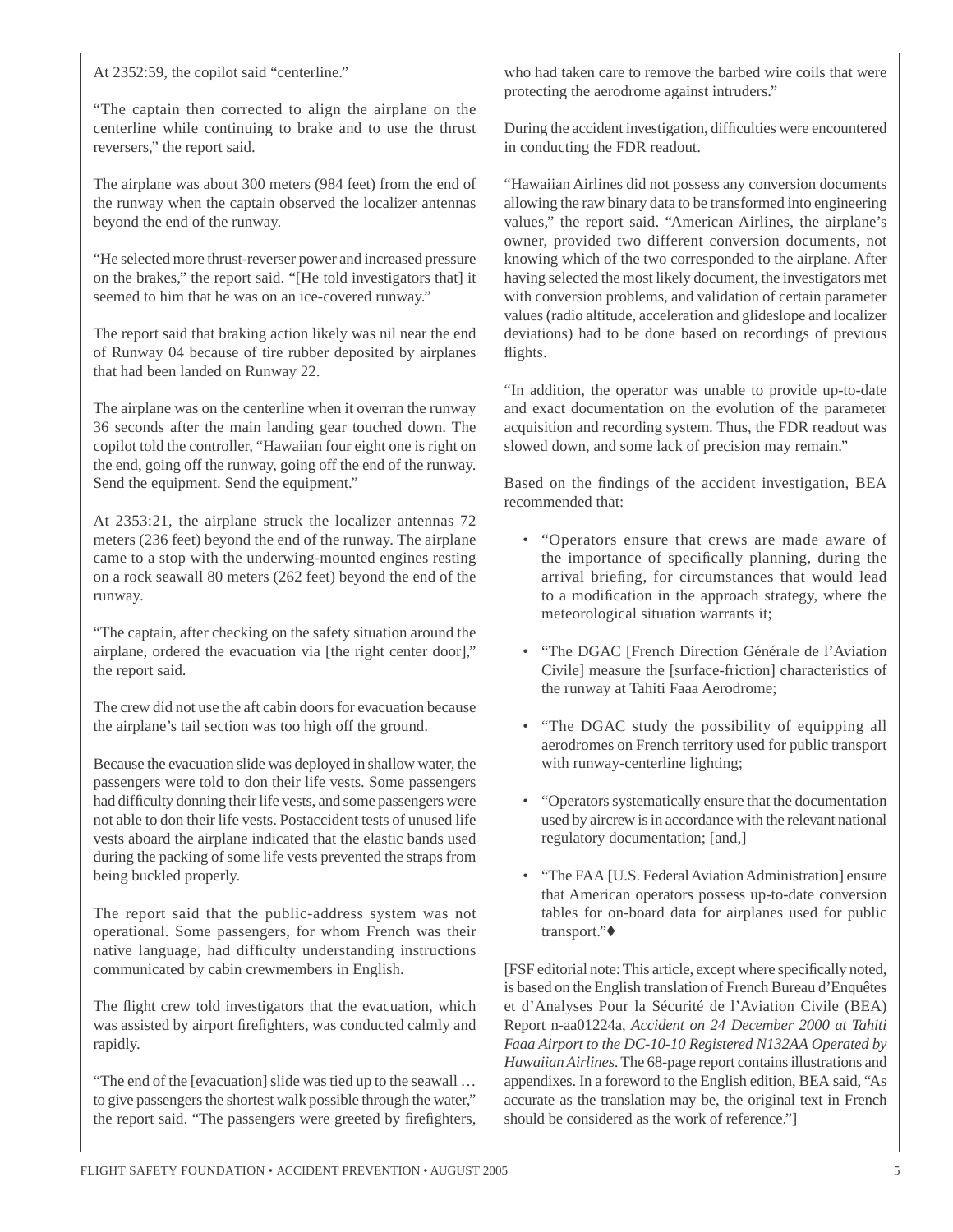At 2352:59, the copilot said "centerline."

"The captain then corrected to align the airplane on the centerline while continuing to brake and to use the thrust reversers," the report said.

The airplane was about 300 meters (984 feet) from the end of the runway when the captain observed the localizer antennas beyond the end of the runway.

"He selected more thrust-reverser power and increased pressure on the brakes," the report said. "[He told investigators that] it seemed to him that he was on an ice-covered runway."

The report said that braking action likely was nil near the end of Runway 04 because of tire rubber deposited by airplanes that had been landed on Runway 22.

The airplane was on the centerline when it overran the runway 36 seconds after the main landing gear touched down. The copilot told the controller, "Hawaiian four eight one is right on the end, going off the runway, going off the end of the runway. Send the equipment. Send the equipment."

At 2353:21, the airplane struck the localizer antennas 72 meters (236 feet) beyond the end of the runway. The airplane came to a stop with the underwing-mounted engines resting on a rock seawall 80 meters (262 feet) beyond the end of the runway.

"The captain, after checking on the safety situation around the airplane, ordered the evacuation via [the right center door]," the report said.

The crew did not use the aft cabin doors for evacuation because the airplane's tail section was too high off the ground.

Because the evacuation slide was deployed in shallow water, the passengers were told to don their life vests. Some passengers had difficulty donning their life vests, and some passengers were not able to don their life vests. Postaccident tests of unused life vests aboard the airplane indicated that the elastic bands used during the packing of some life vests prevented the straps from being buckled properly.

The report said that the public-address system was not operational. Some passengers, for whom French was their native language, had difficulty understanding instructions communicated by cabin crewmembers in English.

The flight crew told investigators that the evacuation, which was assisted by airport firefighters, was conducted calmly and rapidly.

"The end of the [evacuation] slide was tied up to the seawall … to give passengers the shortest walk possible through the water," the report said. "The passengers were greeted by firefighters, who had taken care to remove the barbed wire coils that were protecting the aerodrome against intruders."

During the accident investigation, difficulties were encountered in conducting the FDR readout.

"Hawaiian Airlines did not possess any conversion documents allowing the raw binary data to be transformed into engineering values," the report said. "American Airlines, the airplane's owner, provided two different conversion documents, not knowing which of the two corresponded to the airplane. After having selected the most likely document, the investigators met with conversion problems, and validation of certain parameter values (radio altitude, acceleration and glideslope and localizer deviations) had to be done based on recordings of previous flights.

"In addition, the operator was unable to provide up-to-date and exact documentation on the evolution of the parameter acquisition and recording system. Thus, the FDR readout was slowed down, and some lack of precision may remain."

Based on the findings of the accident investigation, BEA recommended that:

- "Operators ensure that crews are made aware of the importance of specifically planning, during the arrival briefing, for circumstances that would lead to a modification in the approach strategy, where the meteorological situation warrants it;
- "The DGAC [French Direction Générale de l'Aviation Civile] measure the [surface-friction] characteristics of the runway at Tahiti Faaa Aerodrome;
- "The DGAC study the possibility of equipping all aerodromes on French territory used for public transport with runway-centerline lighting;
- "Operators systematically ensure that the documentation used by aircrew is in accordance with the relevant national regulatory documentation; [and,]
- "The FAA [U.S. Federal Aviation Administration] ensure that American operators possess up-to-date conversion tables for on-board data for airplanes used for public transport."♦

[FSF editorial note: This article, except where specifically noted, is based on the English translation of French Bureau d'Enquêtes et d'Analyses Pour la Sécurité de l'Aviation Civile (BEA) Report n-aa01224a, *Accident on 24 December 2000 at Tahiti Faaa Airport to the DC-10-10 Registered N132AA Operated by Hawaiian Airlines*. The 68-page report contains illustrations and appendixes. In a foreword to the English edition, BEA said, "As accurate as the translation may be, the original text in French should be considered as the work of reference."]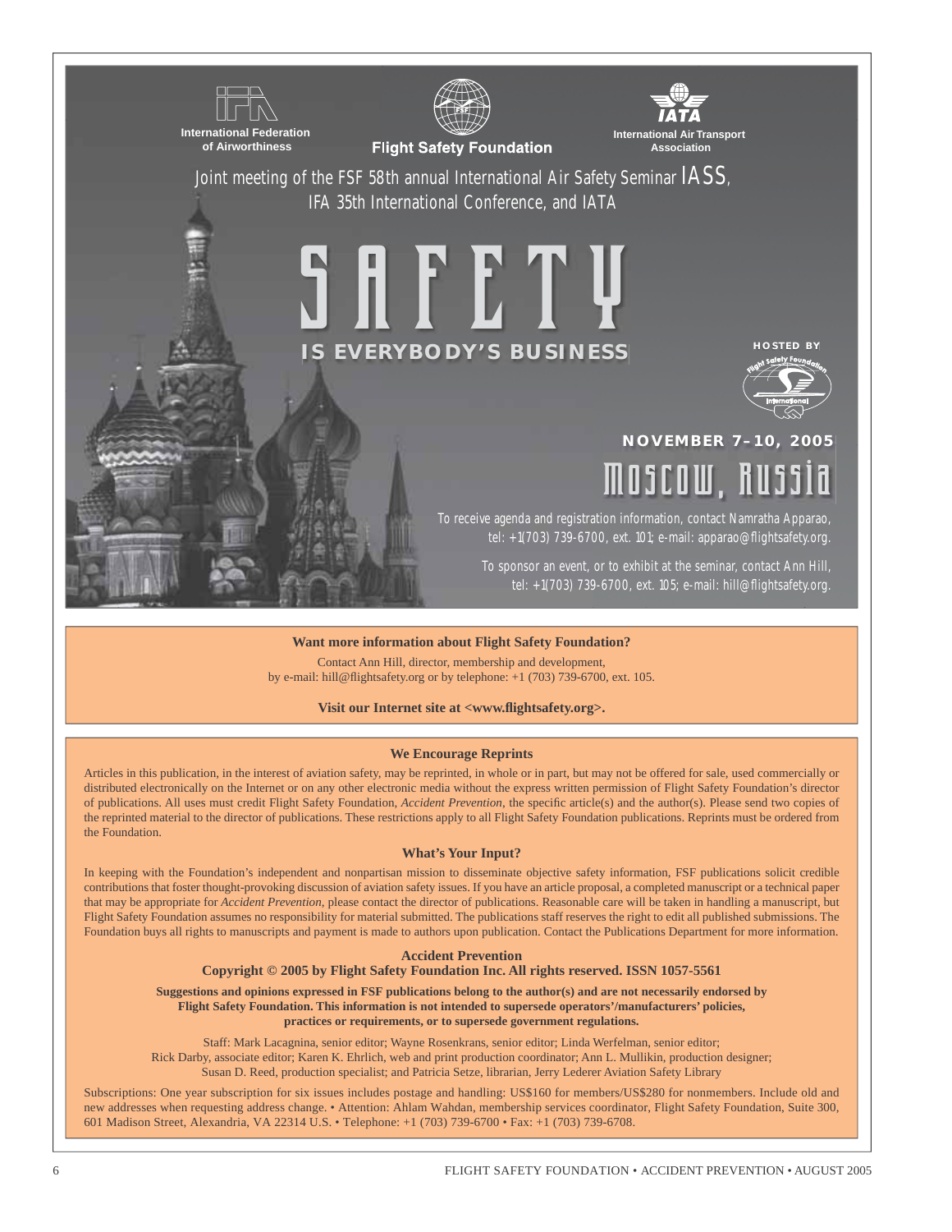International Federation of Airworthiness

Flight Safety Foundation

International Air Transport Association

Joint meeting of the FSF 58th annual International Air Safety Seminar IASS, IFA 35th International Conference, and IATA

# SAFETY

## IS EVERYBODY'S BUSINESS

HOSTED BY Flight Safety Foundation International

**NOVEMBER 7–10, 2005**

## Moscow, Russia

To receive agenda and registration information, contact Namratha Apparao, tel: +1(703) 739-6700, ext. 101; e-mail: apparao@flightsafety.org.

To sponsor an event, or to exhibit at the seminar, contact Ann Hill, tel: +1(703) 739-6700, ext. 105; e-mail: hill@flightsafety.org.

---

**Want more information about Flight Safety Foundation?**

Contact Ann Hill, director, membership and development, by e-mail: hill@flightsafety.org or by telephone: +1 (703) 739-6700, ext. 105.

**Visit our Internet site at <www.flightsafety.org>.**

---

### We Encourage Reprints

Articles in this publication, in the interest of aviation safety, may be reprinted, in whole or in part, but may not be offered for sale, used commercially or distributed electronically on the Internet or on any other electronic media without the express written permission of Flight Safety Foundation's director of publications. All uses must credit Flight Safety Foundation, *Accident Prevention*, the specific article(s) and the author(s). Please send two copies of the reprinted material to the director of publications. These restrictions apply to all Flight Safety Foundation publications. Reprints must be ordered from the Foundation.

### What's Your Input?

In keeping with the Foundation's independent and nonpartisan mission to disseminate objective safety information, FSF publications solicit credible contributions that foster thought-provoking discussion of aviation safety issues. If you have an article proposal, a completed manuscript or a technical paper that may be appropriate for *Accident Prevention*, please contact the director of publications. Reasonable care will be taken in handling a manuscript, but Flight Safety Foundation assumes no responsibility for material submitted. The publications staff reserves the right to edit all published submissions. The Foundation buys all rights to manuscripts and payment is made to authors upon publication. Contact the Publications Department for more information.

**Accident Prevention**

**Copyright © 2005 by Flight Safety Foundation Inc. All rights reserved. ISSN 1057-5561**

**Suggestions and opinions expressed in FSF publications belong to the author(s) and are not necessarily endorsed by Flight Safety Foundation. This information is not intended to supersede operators'/manufacturers' policies, practices or requirements, or to supersede government regulations.**

Staff: Mark Lacagnina, senior editor; Wayne Rosenkrans, senior editor; Linda Werfelman, senior editor; Rick Darby, associate editor; Karen K. Ehrlich, web and print production coordinator; Ann L. Mullikin, production designer; Susan D. Reed, production specialist; and Patricia Setze, librarian, Jerry Lederer Aviation Safety Library

Subscriptions: One year subscription for six issues includes postage and handling: US$160 for members/US$280 for nonmembers. Include old and new addresses when requesting address change. • Attention: Ahlam Wahdan, membership services coordinator, Flight Safety Foundation, Suite 300, 601 Madison Street, Alexandria, VA 22314 U.S. • Telephone: +1 (703) 739-6700 • Fax: +1 (703) 739-6708.